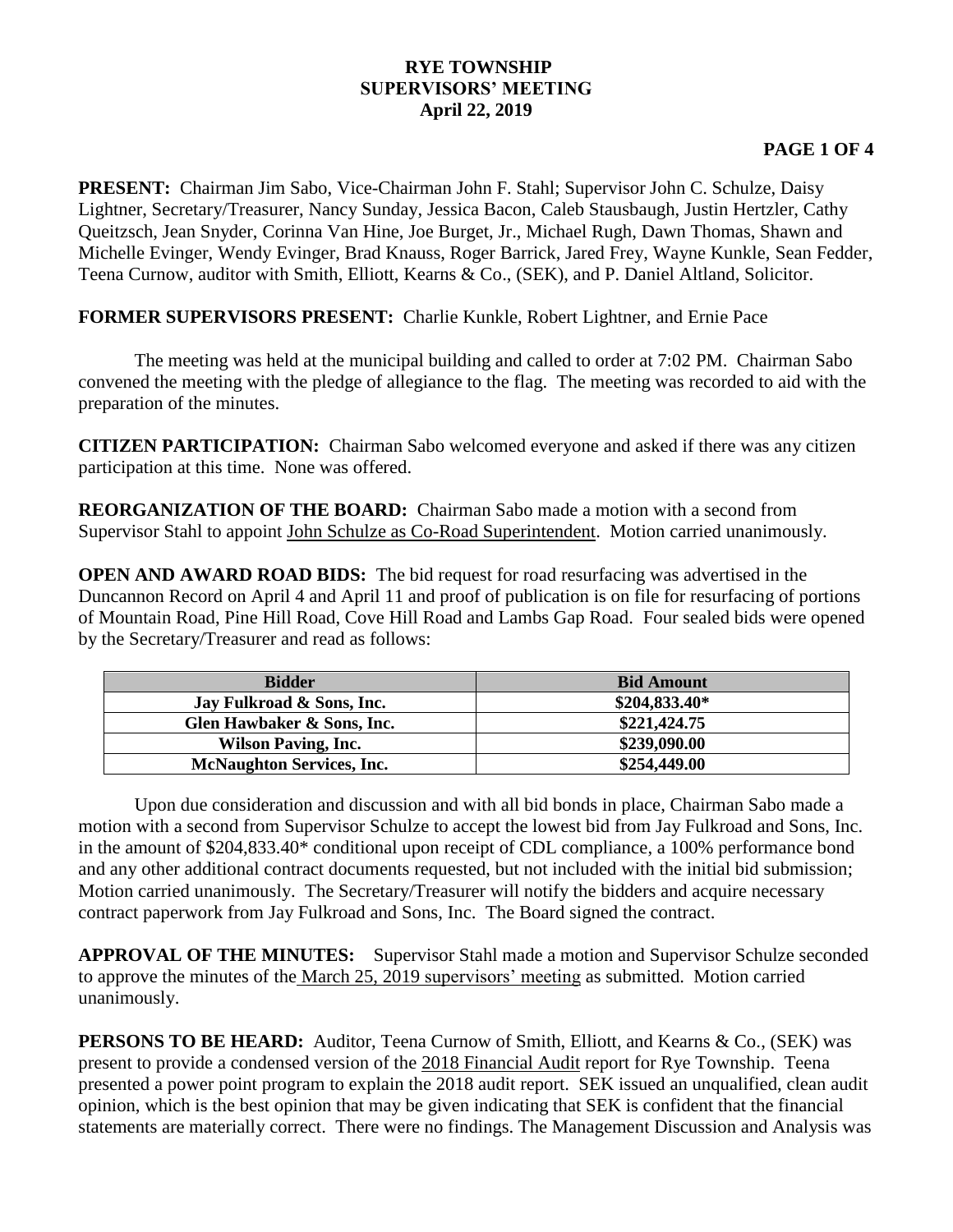# RYE TOWNSHIP
## SUPERVISORS' MEETING
## April 22, 2019

**PRESENT:** Chairman Jim Sabo, Vice-Chairman John F. Stahl; Supervisor John C. Schulze, Daisy Lightner, Secretary/Treasurer, Nancy Sunday, Jessica Bacon, Caleb Stausbaugh, Justin Hertzler, Cathy Queitzsch, Jean Snyder, Corinna Van Hine, Joe Burget, Jr., Michael Rugh, Dawn Thomas, Shawn and Michelle Evinger, Wendy Evinger, Brad Knauss, Roger Barrick, Jared Frey, Wayne Kunkle, Sean Fedder, Teena Curnow, auditor with Smith, Elliott, Kearns & Co., (SEK), and P. Daniel Altland, Solicitor.

**FORMER SUPERVISORS PRESENT:** Charlie Kunkle, Robert Lightner, and Ernie Pace

The meeting was held at the municipal building and called to order at 7:02 PM. Chairman Sabo convened the meeting with the pledge of allegiance to the flag. The meeting was recorded to aid with the preparation of the minutes.

**CITIZEN PARTICIPATION:** Chairman Sabo welcomed everyone and asked if there was any citizen participation at this time. None was offered.

**REORGANIZATION OF THE BOARD:** Chairman Sabo made a motion with a second from Supervisor Stahl to appoint John Schulze as Co-Road Superintendent. Motion carried unanimously.

**OPEN AND AWARD ROAD BIDS:** The bid request for road resurfacing was advertised in the Duncannon Record on April 4 and April 11 and proof of publication is on file for resurfacing of portions of Mountain Road, Pine Hill Road, Cove Hill Road and Lambs Gap Road. Four sealed bids were opened by the Secretary/Treasurer and read as follows:

| Bidder | Bid Amount |
|---|---|
| Jay Fulkroad & Sons, Inc. | $204,833.40* |
| Glen Hawbaker & Sons, Inc. | $221,424.75 |
| Wilson Paving, Inc. | $239,090.00 |
| McNaughton Services, Inc. | $254,449.00 |

Upon due consideration and discussion and with all bid bonds in place, Chairman Sabo made a motion with a second from Supervisor Schulze to accept the lowest bid from Jay Fulkroad and Sons, Inc. in the amount of $204,833.40* conditional upon receipt of CDL compliance, a 100% performance bond and any other additional contract documents requested, but not included with the initial bid submission; Motion carried unanimously. The Secretary/Treasurer will notify the bidders and acquire necessary contract paperwork from Jay Fulkroad and Sons, Inc. The Board signed the contract.

**APPROVAL OF THE MINUTES:** Supervisor Stahl made a motion and Supervisor Schulze seconded to approve the minutes of the March 25, 2019 supervisors' meeting as submitted. Motion carried unanimously.

**PERSONS TO BE HEARD:** Auditor, Teena Curnow of Smith, Elliott, and Kearns & Co., (SEK) was present to provide a condensed version of the 2018 Financial Audit report for Rye Township. Teena presented a power point program to explain the 2018 audit report. SEK issued an unqualified, clean audit opinion, which is the best opinion that may be given indicating that SEK is confident that the financial statements are materially correct. There were no findings. The Management Discussion and Analysis was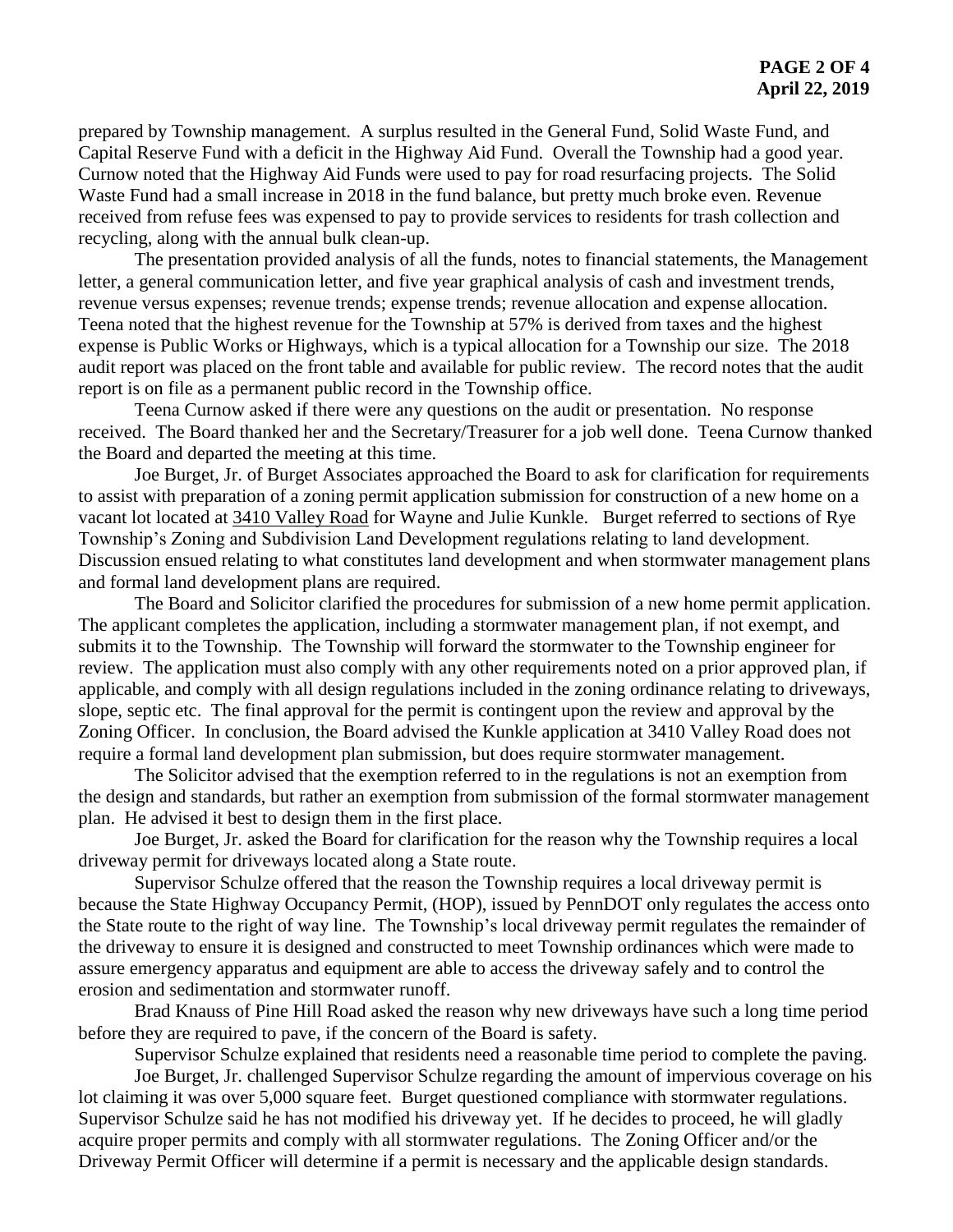prepared by Township management. A surplus resulted in the General Fund, Solid Waste Fund, and Capital Reserve Fund with a deficit in the Highway Aid Fund. Overall the Township had a good year. Curnow noted that the Highway Aid Funds were used to pay for road resurfacing projects. The Solid Waste Fund had a small increase in 2018 in the fund balance, but pretty much broke even. Revenue received from refuse fees was expensed to pay to provide services to residents for trash collection and recycling, along with the annual bulk clean-up.

The presentation provided analysis of all the funds, notes to financial statements, the Management letter, a general communication letter, and five year graphical analysis of cash and investment trends, revenue versus expenses; revenue trends; expense trends; revenue allocation and expense allocation. Teena noted that the highest revenue for the Township at 57% is derived from taxes and the highest expense is Public Works or Highways, which is a typical allocation for a Township our size. The 2018 audit report was placed on the front table and available for public review. The record notes that the audit report is on file as a permanent public record in the Township office.

Teena Curnow asked if there were any questions on the audit or presentation. No response received. The Board thanked her and the Secretary/Treasurer for a job well done. Teena Curnow thanked the Board and departed the meeting at this time.

Joe Burget, Jr. of Burget Associates approached the Board to ask for clarification for requirements to assist with preparation of a zoning permit application submission for construction of a new home on a vacant lot located at 3410 Valley Road for Wayne and Julie Kunkle. Burget referred to sections of Rye Township's Zoning and Subdivision Land Development regulations relating to land development. Discussion ensued relating to what constitutes land development and when stormwater management plans and formal land development plans are required.

The Board and Solicitor clarified the procedures for submission of a new home permit application. The applicant completes the application, including a stormwater management plan, if not exempt, and submits it to the Township. The Township will forward the stormwater to the Township engineer for review. The application must also comply with any other requirements noted on a prior approved plan, if applicable, and comply with all design regulations included in the zoning ordinance relating to driveways, slope, septic etc. The final approval for the permit is contingent upon the review and approval by the Zoning Officer. In conclusion, the Board advised the Kunkle application at 3410 Valley Road does not require a formal land development plan submission, but does require stormwater management.

The Solicitor advised that the exemption referred to in the regulations is not an exemption from the design and standards, but rather an exemption from submission of the formal stormwater management plan. He advised it best to design them in the first place.

Joe Burget, Jr. asked the Board for clarification for the reason why the Township requires a local driveway permit for driveways located along a State route.

Supervisor Schulze offered that the reason the Township requires a local driveway permit is because the State Highway Occupancy Permit, (HOP), issued by PennDOT only regulates the access onto the State route to the right of way line. The Township's local driveway permit regulates the remainder of the driveway to ensure it is designed and constructed to meet Township ordinances which were made to assure emergency apparatus and equipment are able to access the driveway safely and to control the erosion and sedimentation and stormwater runoff.

Brad Knauss of Pine Hill Road asked the reason why new driveways have such a long time period before they are required to pave, if the concern of the Board is safety.

Supervisor Schulze explained that residents need a reasonable time period to complete the paving.

Joe Burget, Jr. challenged Supervisor Schulze regarding the amount of impervious coverage on his lot claiming it was over 5,000 square feet. Burget questioned compliance with stormwater regulations. Supervisor Schulze said he has not modified his driveway yet. If he decides to proceed, he will gladly acquire proper permits and comply with all stormwater regulations. The Zoning Officer and/or the Driveway Permit Officer will determine if a permit is necessary and the applicable design standards.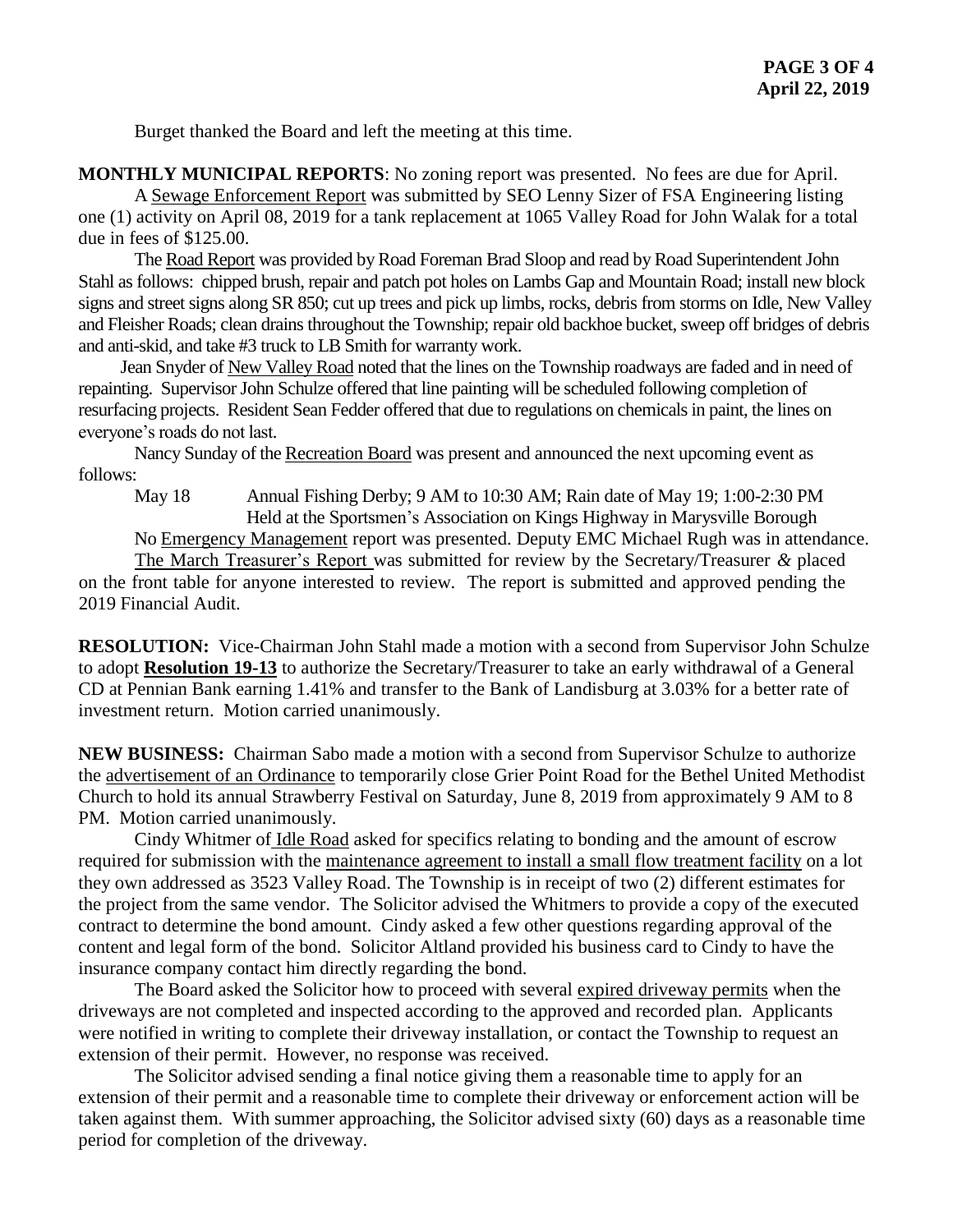Burget thanked the Board and left the meeting at this time.

**MONTHLY MUNICIPAL REPORTS**: No zoning report was presented. No fees are due for April.

A Sewage Enforcement Report was submitted by SEO Lenny Sizer of FSA Engineering listing one (1) activity on April 08, 2019 for a tank replacement at 1065 Valley Road for John Walak for a total due in fees of $125.00.

The Road Report was provided by Road Foreman Brad Sloop and read by Road Superintendent John Stahl as follows: chipped brush, repair and patch pot holes on Lambs Gap and Mountain Road; install new block signs and street signs along SR 850; cut up trees and pick up limbs, rocks, debris from storms on Idle, New Valley and Fleisher Roads; clean drains throughout the Township; repair old backhoe bucket, sweep off bridges of debris and anti-skid, and take #3 truck to LB Smith for warranty work.

Jean Snyder of New Valley Road noted that the lines on the Township roadways are faded and in need of repainting. Supervisor John Schulze offered that line painting will be scheduled following completion of resurfacing projects. Resident Sean Fedder offered that due to regulations on chemicals in paint, the lines on everyone's roads do not last.

Nancy Sunday of the Recreation Board was present and announced the next upcoming event as follows:

May 18 Annual Fishing Derby; 9 AM to 10:30 AM; Rain date of May 19; 1:00-2:30 PM
Held at the Sportsmen's Association on Kings Highway in Marysville Borough

No Emergency Management report was presented. Deputy EMC Michael Rugh was in attendance.

The March Treasurer's Report was submitted for review by the Secretary/Treasurer & placed on the front table for anyone interested to review. The report is submitted and approved pending the 2019 Financial Audit.

**RESOLUTION:** Vice-Chairman John Stahl made a motion with a second from Supervisor John Schulze to adopt **Resolution 19-13** to authorize the Secretary/Treasurer to take an early withdrawal of a General CD at Pennian Bank earning 1.41% and transfer to the Bank of Landisburg at 3.03% for a better rate of investment return. Motion carried unanimously.

**NEW BUSINESS:** Chairman Sabo made a motion with a second from Supervisor Schulze to authorize the advertisement of an Ordinance to temporarily close Grier Point Road for the Bethel United Methodist Church to hold its annual Strawberry Festival on Saturday, June 8, 2019 from approximately 9 AM to 8 PM. Motion carried unanimously.

Cindy Whitmer of Idle Road asked for specifics relating to bonding and the amount of escrow required for submission with the maintenance agreement to install a small flow treatment facility on a lot they own addressed as 3523 Valley Road. The Township is in receipt of two (2) different estimates for the project from the same vendor. The Solicitor advised the Whitmers to provide a copy of the executed contract to determine the bond amount. Cindy asked a few other questions regarding approval of the content and legal form of the bond. Solicitor Altland provided his business card to Cindy to have the insurance company contact him directly regarding the bond.

The Board asked the Solicitor how to proceed with several expired driveway permits when the driveways are not completed and inspected according to the approved and recorded plan. Applicants were notified in writing to complete their driveway installation, or contact the Township to request an extension of their permit. However, no response was received.

The Solicitor advised sending a final notice giving them a reasonable time to apply for an extension of their permit and a reasonable time to complete their driveway or enforcement action will be taken against them. With summer approaching, the Solicitor advised sixty (60) days as a reasonable time period for completion of the driveway.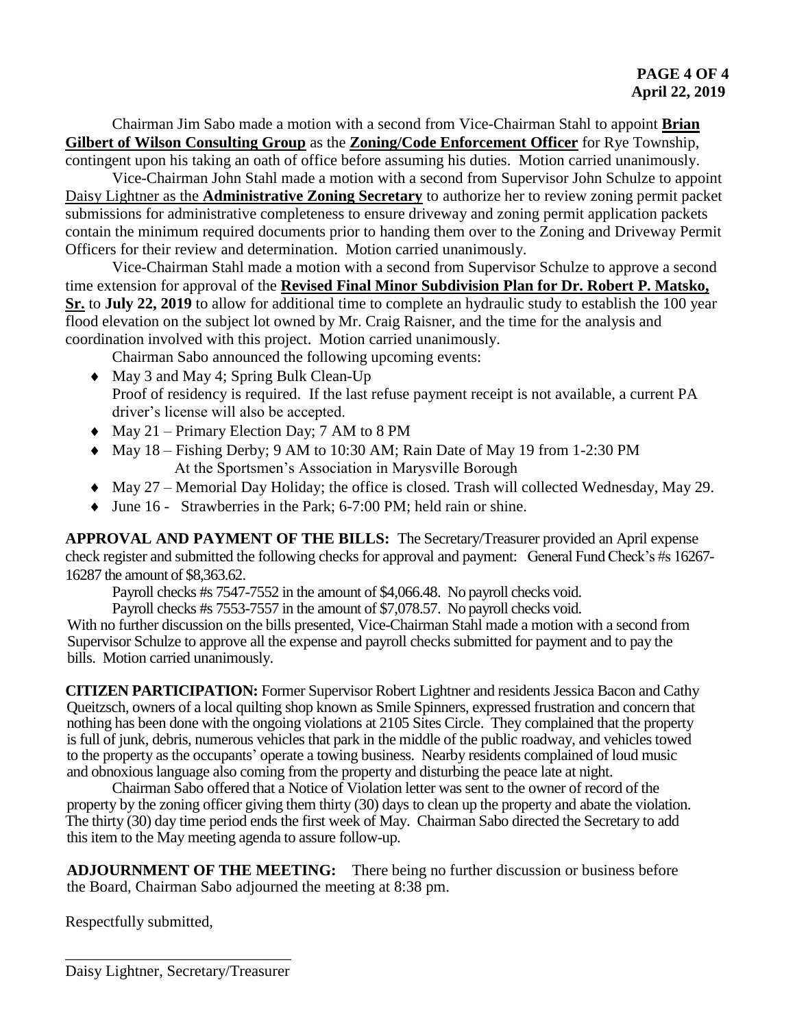Chairman Jim Sabo made a motion with a second from Vice-Chairman Stahl to appoint **Brian Gilbert of Wilson Consulting Group** as the **Zoning/Code Enforcement Officer** for Rye Township, contingent upon his taking an oath of office before assuming his duties. Motion carried unanimously.

Vice-Chairman John Stahl made a motion with a second from Supervisor John Schulze to appoint Daisy Lightner as the **Administrative Zoning Secretary** to authorize her to review zoning permit packet submissions for administrative completeness to ensure driveway and zoning permit application packets contain the minimum required documents prior to handing them over to the Zoning and Driveway Permit Officers for their review and determination. Motion carried unanimously.

Vice-Chairman Stahl made a motion with a second from Supervisor Schulze to approve a second time extension for approval of the **Revised Final Minor Subdivision Plan for Dr. Robert P. Matsko, Sr.** to **July 22, 2019** to allow for additional time to complete an hydraulic study to establish the 100 year flood elevation on the subject lot owned by Mr. Craig Raisner, and the time for the analysis and coordination involved with this project. Motion carried unanimously.

Chairman Sabo announced the following upcoming events:

- May 3 and May 4; Spring Bulk Clean-Up
  Proof of residency is required. If the last refuse payment receipt is not available, a current PA driver's license will also be accepted.
- May 21 – Primary Election Day; 7 AM to 8 PM
- May 18 – Fishing Derby; 9 AM to 10:30 AM; Rain Date of May 19 from 1-2:30 PM
  At the Sportsmen's Association in Marysville Borough
- May 27 – Memorial Day Holiday; the office is closed. Trash will collected Wednesday, May 29.
- June 16 - Strawberries in the Park; 6-7:00 PM; held rain or shine.

**APPROVAL AND PAYMENT OF THE BILLS:** The Secretary/Treasurer provided an April expense check register and submitted the following checks for approval and payment: General Fund Check's #s 16267-16287 the amount of $8,363.62.

Payroll checks #s 7547-7552 in the amount of $4,066.48. No payroll checks void.

Payroll checks #s 7553-7557 in the amount of $7,078.57. No payroll checks void.

With no further discussion on the bills presented, Vice-Chairman Stahl made a motion with a second from Supervisor Schulze to approve all the expense and payroll checks submitted for payment and to pay the bills. Motion carried unanimously.

**CITIZEN PARTICIPATION:** Former Supervisor Robert Lightner and residents Jessica Bacon and Cathy Queitzsch, owners of a local quilting shop known as Smile Spinners, expressed frustration and concern that nothing has been done with the ongoing violations at 2105 Sites Circle. They complained that the property is full of junk, debris, numerous vehicles that park in the middle of the public roadway, and vehicles towed to the property as the occupants' operate a towing business. Nearby residents complained of loud music and obnoxious language also coming from the property and disturbing the peace late at night.

Chairman Sabo offered that a Notice of Violation letter was sent to the owner of record of the property by the zoning officer giving them thirty (30) days to clean up the property and abate the violation. The thirty (30) day time period ends the first week of May. Chairman Sabo directed the Secretary to add this item to the May meeting agenda to assure follow-up.

**ADJOURNMENT OF THE MEETING:** There being no further discussion or business before the Board, Chairman Sabo adjourned the meeting at 8:38 pm.

Respectfully submitted,

\_\_\_\_\_\_\_\_\_\_\_\_\_\_\_\_\_\_\_\_\_\_\_\_\_\_\_\_\_\_

Daisy Lightner, Secretary/Treasurer